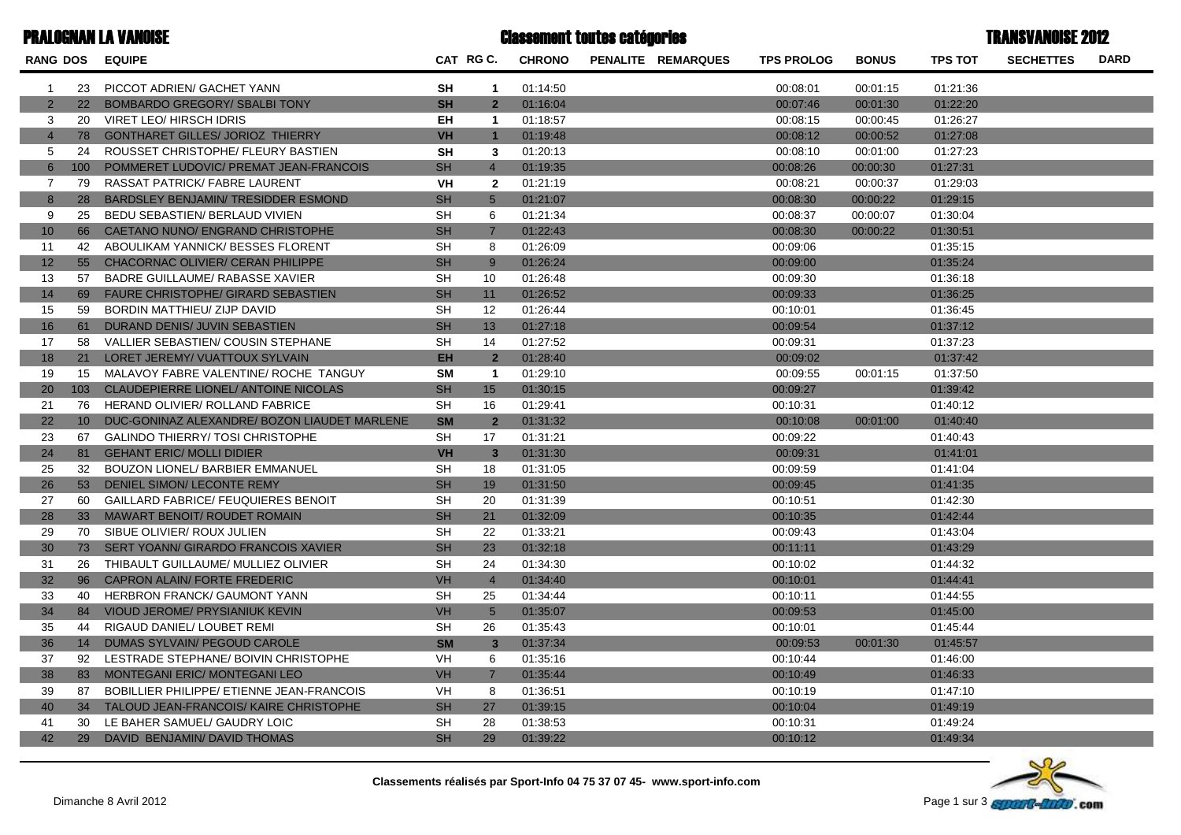# PRALOGNAN LA VANOISE

## Classement toutes catégories

## TRANSVANOISE 2012

| RANG | DOS | EQUIPE | CAT | RG C. | CHRONO | PENALITE | REMARQUES | TPS PROLOG | BONUS | TPS TOT | SECHETTES | DARD |
|---|---|---|---|---|---|---|---|---|---|---|---|---|
| 1 | 23 | PICCOT ADRIEN/ GACHET YANN | SH | 1 | 01:14:50 | | | 00:08:01 | 00:01:15 | 01:21:36 | | |
| 2 | 22 | BOMBARDO GREGORY/ SBALBI TONY | SH | 2 | 01:16:04 | | | 00:07:46 | 00:01:30 | 01:22:20 | | |
| 3 | 20 | VIRET LEO/ HIRSCH IDRIS | EH | 1 | 01:18:57 | | | 00:08:15 | 00:00:45 | 01:26:27 | | |
| 4 | 78 | GONTHARET GILLES/ JORIOZ THIERRY | VH | 1 | 01:19:48 | | | 00:08:12 | 00:00:52 | 01:27:08 | | |
| 5 | 24 | ROUSSET CHRISTOPHE/ FLEURY BASTIEN | SH | 3 | 01:20:13 | | | 00:08:10 | 00:01:00 | 01:27:23 | | |
| 6 | 100 | POMMERET LUDOVIC/ PREMAT JEAN-FRANCOIS | SH | 4 | 01:19:35 | | | 00:08:26 | 00:00:30 | 01:27:31 | | |
| 7 | 79 | RASSAT PATRICK/ FABRE LAURENT | VH | 2 | 01:21:19 | | | 00:08:21 | 00:00:37 | 01:29:03 | | |
| 8 | 28 | BARDSLEY BENJAMIN/ TRESIDDER ESMOND | SH | 5 | 01:21:07 | | | 00:08:30 | 00:00:22 | 01:29:15 | | |
| 9 | 25 | BEDU SEBASTIEN/ BERLAUD VIVIEN | SH | 6 | 01:21:34 | | | 00:08:37 | 00:00:07 | 01:30:04 | | |
| 10 | 66 | CAETANO NUNO/ ENGRAND CHRISTOPHE | SH | 7 | 01:22:43 | | | 00:08:30 | 00:00:22 | 01:30:51 | | |
| 11 | 42 | ABOULIKAM YANNICK/ BESSES FLORENT | SH | 8 | 01:26:09 | | | 00:09:06 | | 01:35:15 | | |
| 12 | 55 | CHACORNAC OLIVIER/ CERAN PHILIPPE | SH | 9 | 01:26:24 | | | 00:09:00 | | 01:35:24 | | |
| 13 | 57 | BADRE GUILLAUME/ RABASSE XAVIER | SH | 10 | 01:26:48 | | | 00:09:30 | | 01:36:18 | | |
| 14 | 69 | FAURE CHRISTOPHE/ GIRARD SEBASTIEN | SH | 11 | 01:26:52 | | | 00:09:33 | | 01:36:25 | | |
| 15 | 59 | BORDIN MATTHIEU/ ZIJP DAVID | SH | 12 | 01:26:44 | | | 00:10:01 | | 01:36:45 | | |
| 16 | 61 | DURAND DENIS/ JUVIN SEBASTIEN | SH | 13 | 01:27:18 | | | 00:09:54 | | 01:37:12 | | |
| 17 | 58 | VALLIER SEBASTIEN/ COUSIN STEPHANE | SH | 14 | 01:27:52 | | | 00:09:31 | | 01:37:23 | | |
| 18 | 21 | LORET JEREMY/ VUATTOUX SYLVAIN | EH | 2 | 01:28:40 | | | 00:09:02 | | 01:37:42 | | |
| 19 | 15 | MALAVOY FABRE VALENTINE/ ROCHE TANGUY | SM | 1 | 01:29:10 | | | 00:09:55 | 00:01:15 | 01:37:50 | | |
| 20 | 103 | CLAUDEPIERRE LIONEL/ ANTOINE NICOLAS | SH | 15 | 01:30:15 | | | 00:09:27 | | 01:39:42 | | |
| 21 | 76 | HERAND OLIVIER/ ROLLAND FABRICE | SH | 16 | 01:29:41 | | | 00:10:31 | | 01:40:12 | | |
| 22 | 10 | DUC-GONINAZ ALEXANDRE/ BOZON LIAUDET MARLENE | SM | 2 | 01:31:32 | | | 00:10:08 | 00:01:00 | 01:40:40 | | |
| 23 | 67 | GALINDO THIERRY/ TOSI CHRISTOPHE | SH | 17 | 01:31:21 | | | 00:09:22 | | 01:40:43 | | |
| 24 | 81 | GEHANT ERIC/ MOLLI DIDIER | VH | 3 | 01:31:30 | | | 00:09:31 | | 01:41:01 | | |
| 25 | 32 | BOUZON LIONEL/ BARBIER EMMANUEL | SH | 18 | 01:31:05 | | | 00:09:59 | | 01:41:04 | | |
| 26 | 53 | DENIEL SIMON/ LECONTE REMY | SH | 19 | 01:31:50 | | | 00:09:45 | | 01:41:35 | | |
| 27 | 60 | GAILLARD FABRICE/ FEUQUIERES BENOIT | SH | 20 | 01:31:39 | | | 00:10:51 | | 01:42:30 | | |
| 28 | 33 | MAWART BENOIT/ ROUDET ROMAIN | SH | 21 | 01:32:09 | | | 00:10:35 | | 01:42:44 | | |
| 29 | 70 | SIBUE OLIVIER/ ROUX JULIEN | SH | 22 | 01:33:21 | | | 00:09:43 | | 01:43:04 | | |
| 30 | 73 | SERT YOANN/ GIRARDO FRANCOIS XAVIER | SH | 23 | 01:32:18 | | | 00:11:11 | | 01:43:29 | | |
| 31 | 26 | THIBAULT GUILLAUME/ MULLIEZ OLIVIER | SH | 24 | 01:34:30 | | | 00:10:02 | | 01:44:32 | | |
| 32 | 96 | CAPRON ALAIN/ FORTE FREDERIC | VH | 4 | 01:34:40 | | | 00:10:01 | | 01:44:41 | | |
| 33 | 40 | HERBRON FRANCK/ GAUMONT YANN | SH | 25 | 01:34:44 | | | 00:10:11 | | 01:44:55 | | |
| 34 | 84 | VIOUD JEROME/ PRYSIANIUK KEVIN | VH | 5 | 01:35:07 | | | 00:09:53 | | 01:45:00 | | |
| 35 | 44 | RIGAUD DANIEL/ LOUBET REMI | SH | 26 | 01:35:43 | | | 00:10:01 | | 01:45:44 | | |
| 36 | 14 | DUMAS SYLVAIN/ PEGOUD CAROLE | SM | 3 | 01:37:34 | | | 00:09:53 | 00:01:30 | 01:45:57 | | |
| 37 | 92 | LESTRADE STEPHANE/ BOIVIN CHRISTOPHE | VH | 6 | 01:35:16 | | | 00:10:44 | | 01:46:00 | | |
| 38 | 83 | MONTEGANI ERIC/ MONTEGANI LEO | VH | 7 | 01:35:44 | | | 00:10:49 | | 01:46:33 | | |
| 39 | 87 | BOBILLIER PHILIPPE/ ETIENNE JEAN-FRANCOIS | VH | 8 | 01:36:51 | | | 00:10:19 | | 01:47:10 | | |
| 40 | 34 | TALOUD JEAN-FRANCOIS/ KAIRE CHRISTOPHE | SH | 27 | 01:39:15 | | | 00:10:04 | | 01:49:19 | | |
| 41 | 30 | LE BAHER SAMUEL/ GAUDRY LOIC | SH | 28 | 01:38:53 | | | 00:10:31 | | 01:49:24 | | |
| 42 | 29 | DAVID BENJAMIN/ DAVID THOMAS | SH | 29 | 01:39:22 | | | 00:10:12 | | 01:49:34 | | |

**Classements réalisés par Sport-Info 04 75 37 07 45- www.sport-info.com**

Dimanche 8 Avril 2012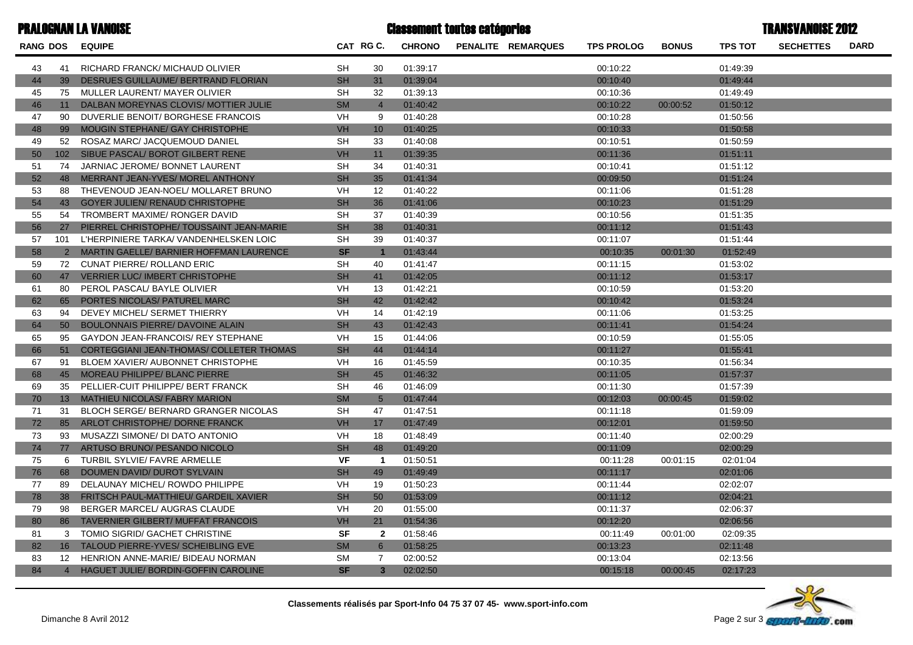# PRALOGNAN LA VANOISE

## Classement toutes catégories

## TRANSVANOISE 2012

| RANG | DOS | EQUIPE | CAT | RG C. | CHRONO | PENALITE | REMARQUES | TPS PROLOG | BONUS | TPS TOT | SECHETTES | DARD |
|---|---|---|---|---|---|---|---|---|---|---|---|---|
| 43 | 41 | RICHARD FRANCK/ MICHAUD OLIVIER | SH | 30 | 01:39:17 | | | 00:10:22 | | 01:49:39 | | |
| 44 | 39 | DESRUES GUILLAUME/ BERTRAND FLORIAN | SH | 31 | 01:39:04 | | | 00:10:40 | | 01:49:44 | | |
| 45 | 75 | MULLER LAURENT/ MAYER OLIVIER | SH | 32 | 01:39:13 | | | 00:10:36 | | 01:49:49 | | |
| 46 | 11 | DALBAN MOREYNAS CLOVIS/ MOTTIER JULIE | SM | 4 | 01:40:42 | | | 00:10:22 | 00:00:52 | 01:50:12 | | |
| 47 | 90 | DUVERLIE BENOIT/ BORGHESE FRANCOIS | VH | 9 | 01:40:28 | | | 00:10:28 | | 01:50:56 | | |
| 48 | 99 | MOUGIN STEPHANE/ GAY CHRISTOPHE | VH | 10 | 01:40:25 | | | 00:10:33 | | 01:50:58 | | |
| 49 | 52 | ROSAZ MARC/ JACQUEMOUD DANIEL | SH | 33 | 01:40:08 | | | 00:10:51 | | 01:50:59 | | |
| 50 | 102 | SIBUE PASCAL/ BOROT GILBERT RENE | VH | 11 | 01:39:35 | | | 00:11:36 | | 01:51:11 | | |
| 51 | 74 | JARNIAC JEROME/ BONNET LAURENT | SH | 34 | 01:40:31 | | | 00:10:41 | | 01:51:12 | | |
| 52 | 48 | MERRANT JEAN-YVES/ MOREL ANTHONY | SH | 35 | 01:41:34 | | | 00:09:50 | | 01:51:24 | | |
| 53 | 88 | THEVENOUD JEAN-NOEL/ MOLLARET BRUNO | VH | 12 | 01:40:22 | | | 00:11:06 | | 01:51:28 | | |
| 54 | 43 | GOYER JULIEN/ RENAUD CHRISTOPHE | SH | 36 | 01:41:06 | | | 00:10:23 | | 01:51:29 | | |
| 55 | 54 | TROMBERT MAXIME/ RONGER DAVID | SH | 37 | 01:40:39 | | | 00:10:56 | | 01:51:35 | | |
| 56 | 27 | PIERREL CHRISTOPHE/ TOUSSAINT JEAN-MARIE | SH | 38 | 01:40:31 | | | 00:11:12 | | 01:51:43 | | |
| 57 | 101 | L'HERPINIERE TARKA/ VANDENHELSKEN LOIC | SH | 39 | 01:40:37 | | | 00:11:07 | | 01:51:44 | | |
| 58 | 2 | MARTIN GAELLE/ BARNIER HOFFMAN LAURENCE | **SF** | **1** | 01:43:44 | | | 00:10:35 | 00:01:30 | 01:52:49 | | |
| 59 | 72 | CUNAT PIERRE/ ROLLAND ERIC | SH | 40 | 01:41:47 | | | 00:11:15 | | 01:53:02 | | |
| 60 | 47 | VERRIER LUC/ IMBERT CHRISTOPHE | SH | 41 | 01:42:05 | | | 00:11:12 | | 01:53:17 | | |
| 61 | 80 | PEROL PASCAL/ BAYLE OLIVIER | VH | 13 | 01:42:21 | | | 00:10:59 | | 01:53:20 | | |
| 62 | 65 | PORTES NICOLAS/ PATUREL MARC | SH | 42 | 01:42:42 | | | 00:10:42 | | 01:53:24 | | |
| 63 | 94 | DEVEY MICHEL/ SERMET THIERRY | VH | 14 | 01:42:19 | | | 00:11:06 | | 01:53:25 | | |
| 64 | 50 | BOULONNAIS PIERRE/ DAVOINE ALAIN | SH | 43 | 01:42:43 | | | 00:11:41 | | 01:54:24 | | |
| 65 | 95 | GAYDON JEAN-FRANCOIS/ REY STEPHANE | VH | 15 | 01:44:06 | | | 00:10:59 | | 01:55:05 | | |
| 66 | 51 | CORTEGGIANI JEAN-THOMAS/ COLLETER THOMAS | SH | 44 | 01:44:14 | | | 00:11:27 | | 01:55:41 | | |
| 67 | 91 | BLOEM XAVIER/ AUBONNET CHRISTOPHE | VH | 16 | 01:45:59 | | | 00:10:35 | | 01:56:34 | | |
| 68 | 45 | MOREAU PHILIPPE/ BLANC PIERRE | SH | 45 | 01:46:32 | | | 00:11:05 | | 01:57:37 | | |
| 69 | 35 | PELLIER-CUIT PHILIPPE/ BERT FRANCK | SH | 46 | 01:46:09 | | | 00:11:30 | | 01:57:39 | | |
| 70 | 13 | MATHIEU NICOLAS/ FABRY MARION | SM | 5 | 01:47:44 | | | 00:12:03 | 00:00:45 | 01:59:02 | | |
| 71 | 31 | BLOCH SERGE/ BERNARD GRANGER NICOLAS | SH | 47 | 01:47:51 | | | 00:11:18 | | 01:59:09 | | |
| 72 | 85 | ARLOT CHRISTOPHE/ DORNE FRANCK | VH | 17 | 01:47:49 | | | 00:12:01 | | 01:59:50 | | |
| 73 | 93 | MUSAZZI SIMONE/ DI DATO ANTONIO | VH | 18 | 01:48:49 | | | 00:11:40 | | 02:00:29 | | |
| 74 | 77 | ARTUSO BRUNO/ PESANDO NICOLO | SH | 48 | 01:49:20 | | | 00:11:09 | | 02:00:29 | | |
| 75 | 6 | TURBIL SYLVIE/ FAVRE ARMELLE | **VF** | **1** | 01:50:51 | | | 00:11:28 | 00:01:15 | 02:01:04 | | |
| 76 | 68 | DOUMEN DAVID/ DUROT SYLVAIN | SH | 49 | 01:49:49 | | | 00:11:17 | | 02:01:06 | | |
| 77 | 89 | DELAUNAY MICHEL/ ROWDO PHILIPPE | VH | 19 | 01:50:23 | | | 00:11:44 | | 02:02:07 | | |
| 78 | 38 | FRITSCH PAUL-MATTHIEU/ GARDEIL XAVIER | SH | 50 | 01:53:09 | | | 00:11:12 | | 02:04:21 | | |
| 79 | 98 | BERGER MARCEL/ AUGRAS CLAUDE | VH | 20 | 01:55:00 | | | 00:11:37 | | 02:06:37 | | |
| 80 | 86 | TAVERNIER GILBERT/ MUFFAT FRANCOIS | VH | 21 | 01:54:36 | | | 00:12:20 | | 02:06:56 | | |
| 81 | 3 | TOMIO SIGRID/ GACHET CHRISTINE | **SF** | **2** | 01:58:46 | | | 00:11:49 | 00:01:00 | 02:09:35 | | |
| 82 | 16 | TALOUD PIERRE-YVES/ SCHEIBLING EVE | SM | 6 | 01:58:25 | | | 00:13:23 | | 02:11:48 | | |
| 83 | 12 | HENRION ANNE-MARIE/ BIDEAU NORMAN | SM | 7 | 02:00:52 | | | 00:13:04 | | 02:13:56 | | |
| 84 | 4 | HAGUET JULIE/ BORDIN-GOFFIN CAROLINE | **SF** | **3** | 02:02:50 | | | 00:15:18 | 00:00:45 | 02:17:23 | | |

Classements réalisés par Sport-Info 04 75 37 07 45- www.sport-info.com

Dimanche 8 Avril 2012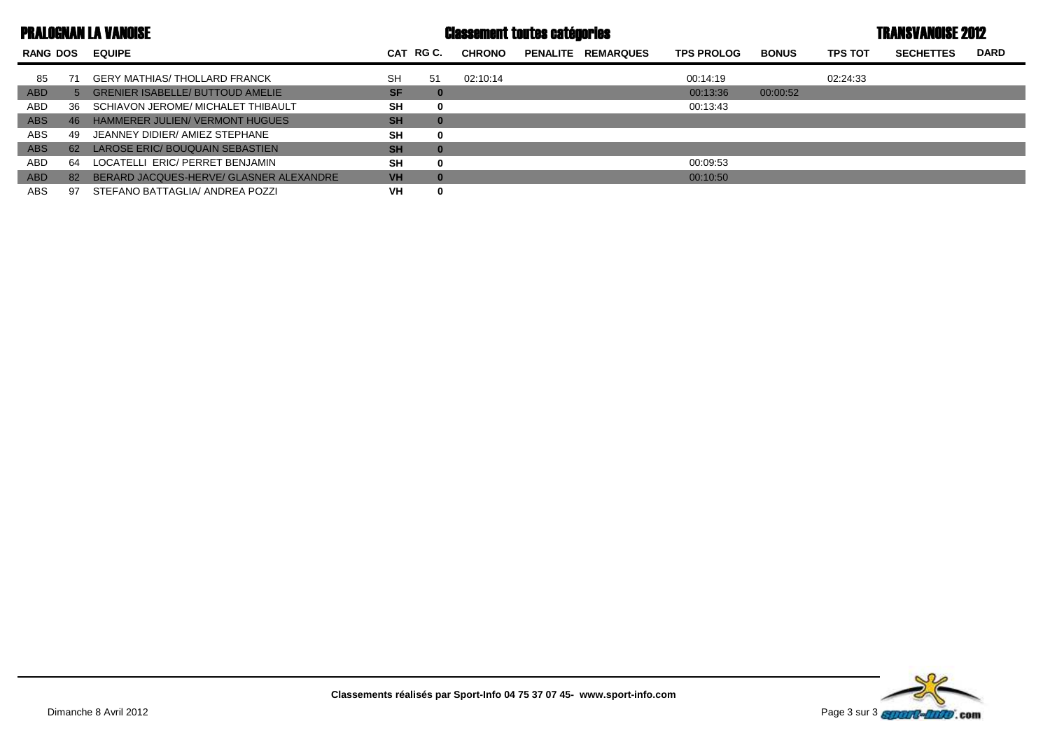**PRALOGNAN LA VANOISE** — **Classement toutes catégories** — **TRANSVANOISE 2012**

| RANG | DOS | EQUIPE | CAT | RG C. | CHRONO | PENALITE | REMARQUES | TPS PROLOG | BONUS | TPS TOT | SECHETTES | DARD |
|---|---|---|---|---|---|---|---|---|---|---|---|---|
| 85 | 71 | GERY MATHIAS/ THOLLARD FRANCK | SH | 51 | 02:10:14 | | | 00:14:19 | | 02:24:33 | | |
| ABD | 5 | GRENIER ISABELLE/ BUTTOUD AMELIE | SF | 0 | | | | 00:13:36 | 00:00:52 | | | |
| ABD | 36 | SCHIAVON JEROME/ MICHALET THIBAULT | SH | 0 | | | | 00:13:43 | | | | |
| ABS | 46 | HAMMERER JULIEN/ VERMONT HUGUES | SH | 0 | | | | | | | | |
| ABS | 49 | JEANNEY DIDIER/ AMIEZ STEPHANE | SH | 0 | | | | | | | | |
| ABS | 62 | LAROSE ERIC/ BOUQUAIN SEBASTIEN | SH | 0 | | | | | | | | |
| ABD | 64 | LOCATELLI ERIC/ PERRET BENJAMIN | SH | 0 | | | | 00:09:53 | | | | |
| ABD | 82 | BERARD JACQUES-HERVE/ GLASNER ALEXANDRE | VH | 0 | | | | 00:10:50 | | | | |
| ABS | 97 | STEFANO BATTAGLIA/ ANDREA POZZI | VH | 0 | | | | | | | | |

Classements réalisés par Sport-Info 04 75 37 07 45- www.sport-info.com

Dimanche 8 Avril 2012